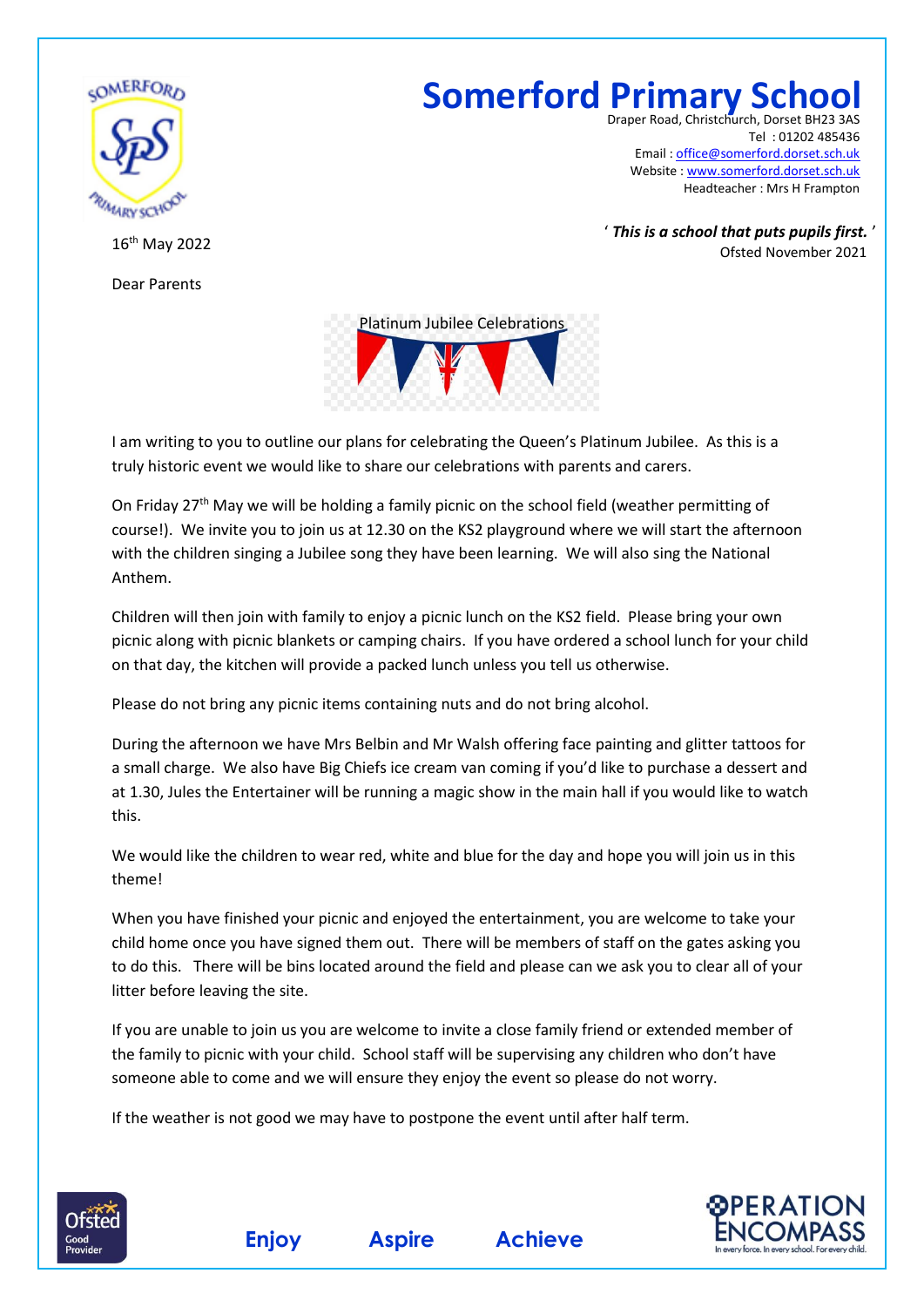# Somerford Primary School

Draper Road, Christchurch, Dorset BH23 3AS
Tel : 01202 485436
Email : office@somerford.dorset.sch.uk
Website : www.somerford.dorset.sch.uk
Headteacher : Mrs H Frampton

*' **This is a school that puts pupils first.** '*
Ofsted November 2021

16th May 2022

Dear Parents

Platinum Jubilee Celebrations

I am writing to you to outline our plans for celebrating the Queen's Platinum Jubilee. As this is a truly historic event we would like to share our celebrations with parents and carers.

On Friday 27th May we will be holding a family picnic on the school field (weather permitting of course!). We invite you to join us at 12.30 on the KS2 playground where we will start the afternoon with the children singing a Jubilee song they have been learning. We will also sing the National Anthem.

Children will then join with family to enjoy a picnic lunch on the KS2 field. Please bring your own picnic along with picnic blankets or camping chairs. If you have ordered a school lunch for your child on that day, the kitchen will provide a packed lunch unless you tell us otherwise.

Please do not bring any picnic items containing nuts and do not bring alcohol.

During the afternoon we have Mrs Belbin and Mr Walsh offering face painting and glitter tattoos for a small charge. We also have Big Chiefs ice cream van coming if you'd like to purchase a dessert and at 1.30, Jules the Entertainer will be running a magic show in the main hall if you would like to watch this.

We would like the children to wear red, white and blue for the day and hope you will join us in this theme!

When you have finished your picnic and enjoyed the entertainment, you are welcome to take your child home once you have signed them out. There will be members of staff on the gates asking you to do this. There will be bins located around the field and please can we ask you to clear all of your litter before leaving the site.

If you are unable to join us you are welcome to invite a close family friend or extended member of the family to picnic with your child. School staff will be supervising any children who don't have someone able to come and we will ensure they enjoy the event so please do not worry.

If the weather is not good we may have to postpone the event until after half term.

**Enjoy Aspire Achieve**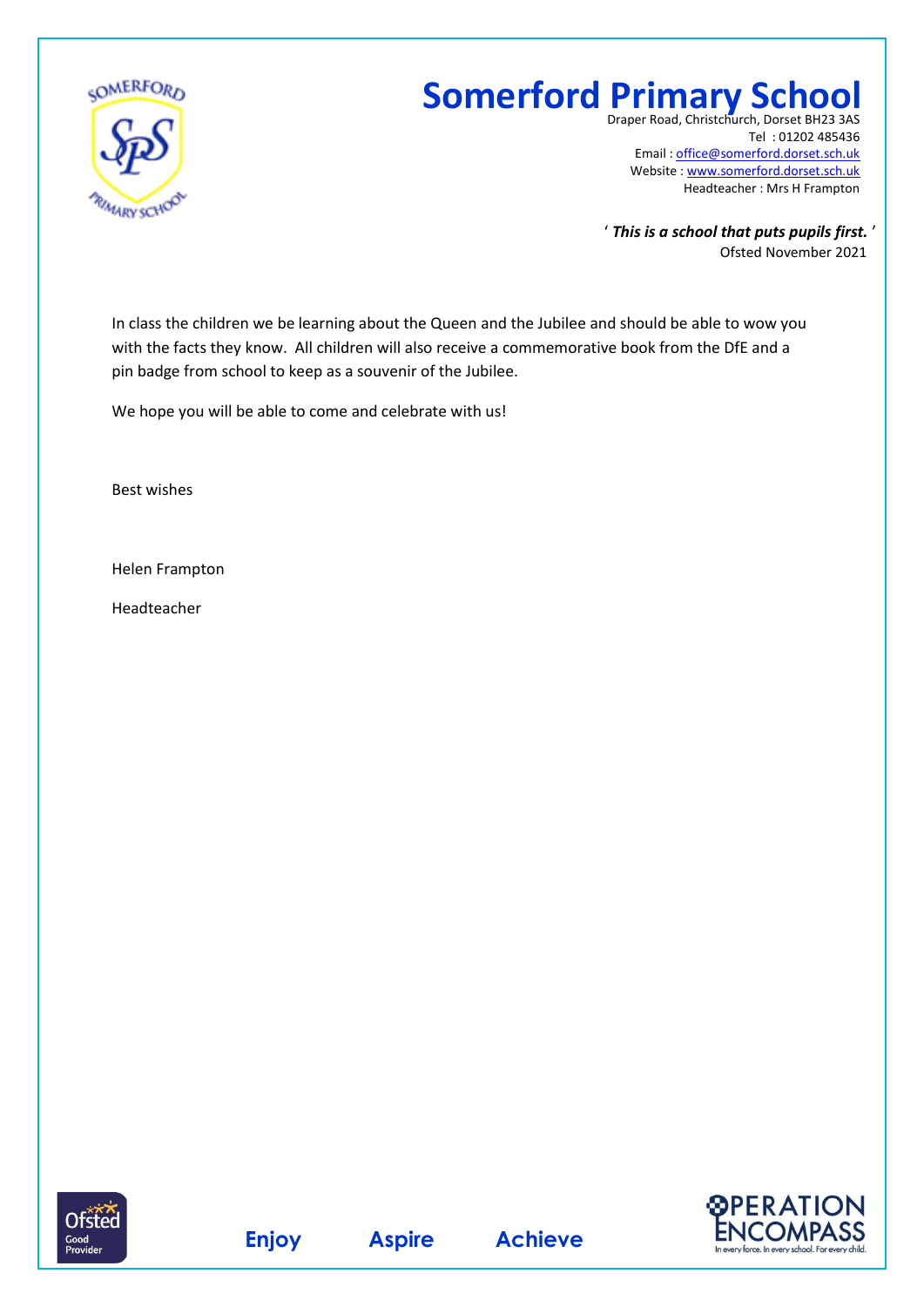# Somerford Primary School

Draper Road, Christchurch, Dorset BH23 3AS
Tel : 01202 485436
Email : office@somerford.dorset.sch.uk
Website : www.somerford.dorset.sch.uk
Headteacher : Mrs H Frampton

' ***This is a school that puts pupils first.*** '
Ofsted November 2021

In class the children we be learning about the Queen and the Jubilee and should be able to wow you with the facts they know. All children will also receive a commemorative book from the DfE and a pin badge from school to keep as a souvenir of the Jubilee.

We hope you will be able to come and celebrate with us!

Best wishes

Helen Frampton

Headteacher

Ofsted Good Provider

**Enjoy** **Aspire** **Achieve**

OPERATION ENCOMPASS
In every force. In every school. For every child.